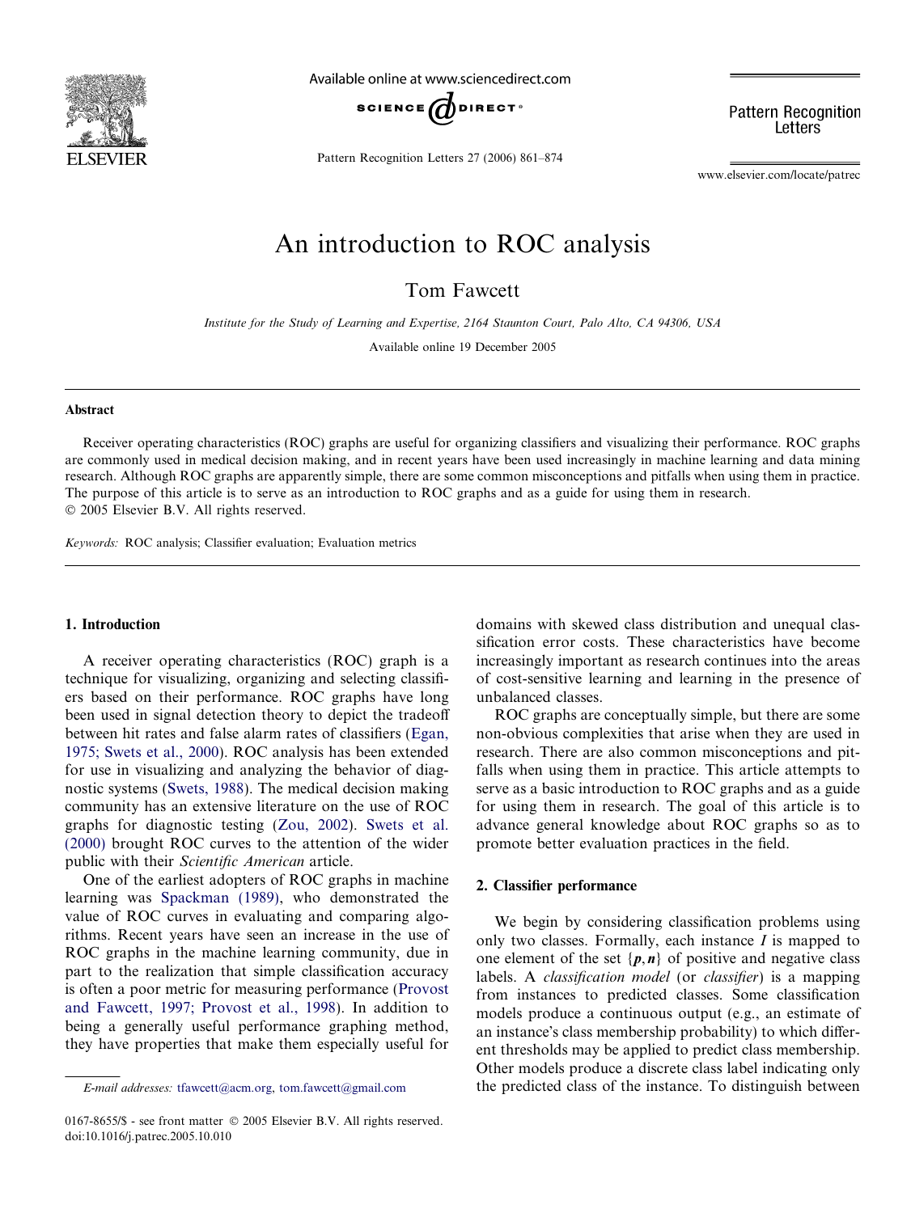# An introduction to ROC analysis

Tom Fawcett

*Institute for the Study of Learning and Expertise, 2164 Staunton Court, Palo Alto, CA 94306, USA*

Available online 19 December 2005

## Abstract

Receiver operating characteristics (ROC) graphs are useful for organizing classifiers and visualizing their performance. ROC graphs are commonly used in medical decision making, and in recent years have been used increasingly in machine learning and data mining research. Although ROC graphs are apparently simple, there are some common misconceptions and pitfalls when using them in practice. The purpose of this article is to serve as an introduction to ROC graphs and as a guide for using them in research.
© 2005 Elsevier B.V. All rights reserved.

*Keywords:* ROC analysis; Classifier evaluation; Evaluation metrics

## 1. Introduction

A receiver operating characteristics (ROC) graph is a technique for visualizing, organizing and selecting classifiers based on their performance. ROC graphs have long been used in signal detection theory to depict the tradeoff between hit rates and false alarm rates of classifiers (Egan, 1975; Swets et al., 2000). ROC analysis has been extended for use in visualizing and analyzing the behavior of diagnostic systems (Swets, 1988). The medical decision making community has an extensive literature on the use of ROC graphs for diagnostic testing (Zou, 2002). Swets et al. (2000) brought ROC curves to the attention of the wider public with their *Scientific American* article.

One of the earliest adopters of ROC graphs in machine learning was Spackman (1989), who demonstrated the value of ROC curves in evaluating and comparing algorithms. Recent years have seen an increase in the use of ROC graphs in the machine learning community, due in part to the realization that simple classification accuracy is often a poor metric for measuring performance (Provost and Fawcett, 1997; Provost et al., 1998). In addition to being a generally useful performance graphing method, they have properties that make them especially useful for domains with skewed class distribution and unequal classification error costs. These characteristics have become increasingly important as research continues into the areas of cost-sensitive learning and learning in the presence of unbalanced classes.

ROC graphs are conceptually simple, but there are some non-obvious complexities that arise when they are used in research. There are also common misconceptions and pitfalls when using them in practice. This article attempts to serve as a basic introduction to ROC graphs and as a guide for using them in research. The goal of this article is to advance general knowledge about ROC graphs so as to promote better evaluation practices in the field.

## 2. Classifier performance

We begin by considering classification problems using only two classes. Formally, each instance $I$ is mapped to one element of the set $\{\boldsymbol{p}, \boldsymbol{n}\}$ of positive and negative class labels. A *classification model* (or *classifier*) is a mapping from instances to predicted classes. Some classification models produce a continuous output (e.g., an estimate of an instance's class membership probability) to which different thresholds may be applied to predict class membership. Other models produce a discrete class label indicating only the predicted class of the instance. To distinguish between

E-mail addresses: tfawcett@acm.org, tom.fawcett@gmail.com

0167-8655/$ - see front matter © 2005 Elsevier B.V. All rights reserved.
doi:10.1016/j.patrec.2005.10.010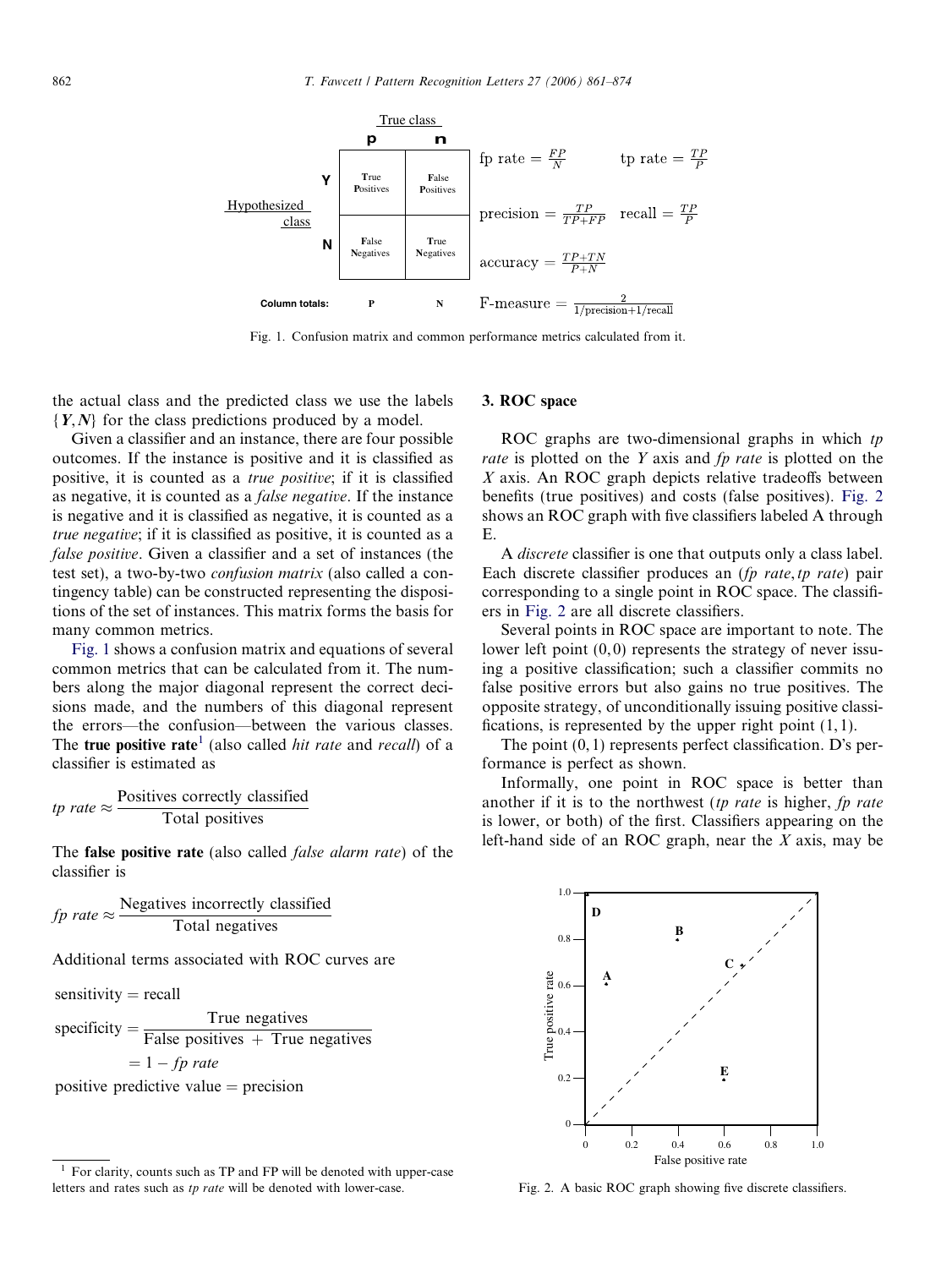| | | True class | |
|---|---|---|---|
| | | **p** | **n** |
| Hypothesized class | **Y** | **T**rue **P**ositives | **F**alse **P**ositives |
| | **N** | **F**alse **N**egatives | **T**rue **N**egatives |
| **Column totals:** | | **P** | **N** |

fp rate $= \frac{FP}{N}$ tp rate $= \frac{TP}{P}$

precision $= \frac{TP}{TP+FP}$ recall $= \frac{TP}{P}$

accuracy $= \frac{TP+TN}{P+N}$

F-measure $= \frac{2}{1/\text{precision}+1/\text{recall}}$

Fig. 1. Confusion matrix and common performance metrics calculated from it.

the actual class and the predicted class we use the labels $\{\boldsymbol{Y}, \boldsymbol{N}\}$ for the class predictions produced by a model.

Given a classifier and an instance, there are four possible outcomes. If the instance is positive and it is classified as positive, it is counted as a *true positive*; if it is classified as negative, it is counted as a *false negative*. If the instance is negative and it is classified as negative, it is counted as a *true negative*; if it is classified as positive, it is counted as a *false positive*. Given a classifier and a set of instances (the test set), a two-by-two *confusion matrix* (also called a contingency table) can be constructed representing the dispositions of the set of instances. This matrix forms the basis for many common metrics.

Fig. 1 shows a confusion matrix and equations of several common metrics that can be calculated from it. The numbers along the major diagonal represent the correct decisions made, and the numbers of this diagonal represent the errors—the confusion—between the various classes. The **true positive rate**[1] (also called *hit rate* and *recall*) of a classifier is estimated as

$$tp\ rate \approx \frac{\text{Positives correctly classified}}{\text{Total positives}}$$

The **false positive rate** (also called *false alarm rate*) of the classifier is

$$fp\ rate \approx \frac{\text{Negatives incorrectly classified}}{\text{Total negatives}}$$

Additional terms associated with ROC curves are

$$\text{sensitivity} = \text{recall}$$

$$\text{specificity} = \frac{\text{True negatives}}{\text{False positives} + \text{True negatives}} = 1 - fp\ rate$$

$$\text{positive predictive value} = \text{precision}$$

[1] For clarity, counts such as TP and FP will be denoted with upper-case letters and rates such as *tp rate* will be denoted with lower-case.

## 3. ROC space

ROC graphs are two-dimensional graphs in which *tp rate* is plotted on the *Y* axis and *fp rate* is plotted on the *X* axis. An ROC graph depicts relative tradeoffs between benefits (true positives) and costs (false positives). Fig. 2 shows an ROC graph with five classifiers labeled A through E.

A *discrete* classifier is one that outputs only a class label. Each discrete classifier produces an (*fp rate*, *tp rate*) pair corresponding to a single point in ROC space. The classifiers in Fig. 2 are all discrete classifiers.

Several points in ROC space are important to note. The lower left point $(0,0)$ represents the strategy of never issuing a positive classification; such a classifier commits no false positive errors but also gains no true positives. The opposite strategy, of unconditionally issuing positive classifications, is represented by the upper right point $(1,1)$.

The point $(0,1)$ represents perfect classification. D's performance is perfect as shown.

Informally, one point in ROC space is better than another if it is to the northwest (*tp rate* is higher, *fp rate* is lower, or both) of the first. Classifiers appearing on the left-hand side of an ROC graph, near the *X* axis, may be

Fig. 2. A basic ROC graph showing five discrete classifiers.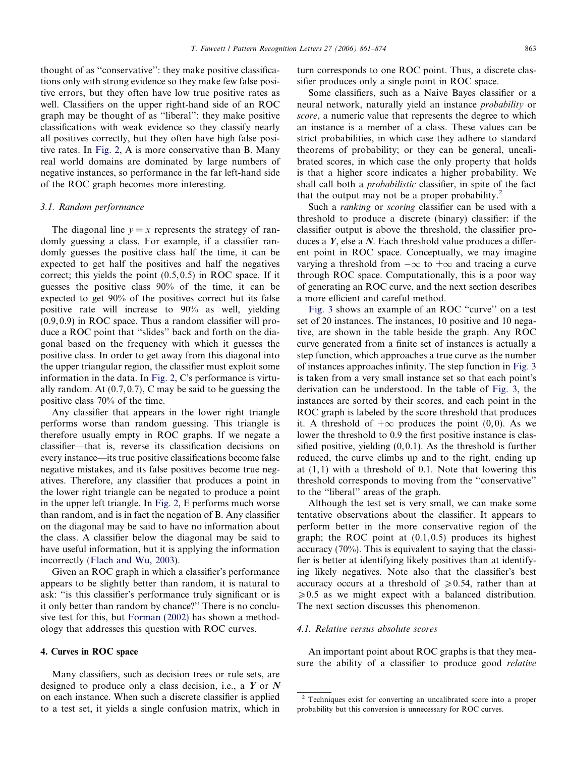thought of as "conservative": they make positive classifications only with strong evidence so they make few false positive errors, but they often have low true positive rates as well. Classifiers on the upper right-hand side of an ROC graph may be thought of as "liberal": they make positive classifications with weak evidence so they classify nearly all positives correctly, but they often have high false positive rates. In Fig. 2, A is more conservative than B. Many real world domains are dominated by large numbers of negative instances, so performance in the far left-hand side of the ROC graph becomes more interesting.

### 3.1. Random performance

The diagonal line $y = x$ represents the strategy of randomly guessing a class. For example, if a classifier randomly guesses the positive class half the time, it can be expected to get half the positives and half the negatives correct; this yields the point $(0.5, 0.5)$ in ROC space. If it guesses the positive class 90% of the time, it can be expected to get 90% of the positives correct but its false positive rate will increase to 90% as well, yielding $(0.9, 0.9)$ in ROC space. Thus a random classifier will produce a ROC point that "slides" back and forth on the diagonal based on the frequency with which it guesses the positive class. In order to get away from this diagonal into the upper triangular region, the classifier must exploit some information in the data. In Fig. 2, C's performance is virtually random. At $(0.7, 0.7)$, C may be said to be guessing the positive class 70% of the time.

Any classifier that appears in the lower right triangle performs worse than random guessing. This triangle is therefore usually empty in ROC graphs. If we negate a classifier—that is, reverse its classification decisions on every instance—its true positive classifications become false negative mistakes, and its false positives become true negatives. Therefore, any classifier that produces a point in the lower right triangle can be negated to produce a point in the upper left triangle. In Fig. 2, E performs much worse than random, and is in fact the negation of B. Any classifier on the diagonal may be said to have no information about the class. A classifier below the diagonal may be said to have useful information, but it is applying the information incorrectly (Flach and Wu, 2003).

Given an ROC graph in which a classifier's performance appears to be slightly better than random, it is natural to ask: "is this classifier's performance truly significant or is it only better than random by chance?" There is no conclusive test for this, but Forman (2002) has shown a methodology that addresses this question with ROC curves.

## 4. Curves in ROC space

Many classifiers, such as decision trees or rule sets, are designed to produce only a class decision, i.e., a ***Y*** or ***N*** on each instance. When such a discrete classifier is applied to a test set, it yields a single confusion matrix, which in turn corresponds to one ROC point. Thus, a discrete classifier produces only a single point in ROC space.

Some classifiers, such as a Naive Bayes classifier or a neural network, naturally yield an instance *probability* or *score*, a numeric value that represents the degree to which an instance is a member of a class. These values can be strict probabilities, in which case they adhere to standard theorems of probability; or they can be general, uncalibrated scores, in which case the only property that holds is that a higher score indicates a higher probability. We shall call both a *probabilistic* classifier, in spite of the fact that the output may not be a proper probability.[2]

Such a *ranking* or *scoring* classifier can be used with a threshold to produce a discrete (binary) classifier: if the classifier output is above the threshold, the classifier produces a ***Y***, else a ***N***. Each threshold value produces a different point in ROC space. Conceptually, we may imagine varying a threshold from $-\infty$ to $+\infty$ and tracing a curve through ROC space. Computationally, this is a poor way of generating an ROC curve, and the next section describes a more efficient and careful method.

Fig. 3 shows an example of an ROC "curve" on a test set of 20 instances. The instances, 10 positive and 10 negative, are shown in the table beside the graph. Any ROC curve generated from a finite set of instances is actually a step function, which approaches a true curve as the number of instances approaches infinity. The step function in Fig. 3 is taken from a very small instance set so that each point's derivation can be understood. In the table of Fig. 3, the instances are sorted by their scores, and each point in the ROC graph is labeled by the score threshold that produces it. A threshold of $+\infty$ produces the point $(0, 0)$. As we lower the threshold to 0.9 the first positive instance is classified positive, yielding $(0, 0.1)$. As the threshold is further reduced, the curve climbs up and to the right, ending up at $(1, 1)$ with a threshold of 0.1. Note that lowering this threshold corresponds to moving from the "conservative" to the "liberal" areas of the graph.

Although the test set is very small, we can make some tentative observations about the classifier. It appears to perform better in the more conservative region of the graph; the ROC point at $(0.1, 0.5)$ produces its highest accuracy (70%). This is equivalent to saying that the classifier is better at identifying likely positives than at identifying likely negatives. Note also that the classifier's best accuracy occurs at a threshold of $\geqslant 0.54$, rather than at $\geqslant 0.5$ as we might expect with a balanced distribution. The next section discusses this phenomenon.

### 4.1. Relative versus absolute scores

An important point about ROC graphs is that they measure the ability of a classifier to produce good *relative*

[2] Techniques exist for converting an uncalibrated score into a proper probability but this conversion is unnecessary for ROC curves.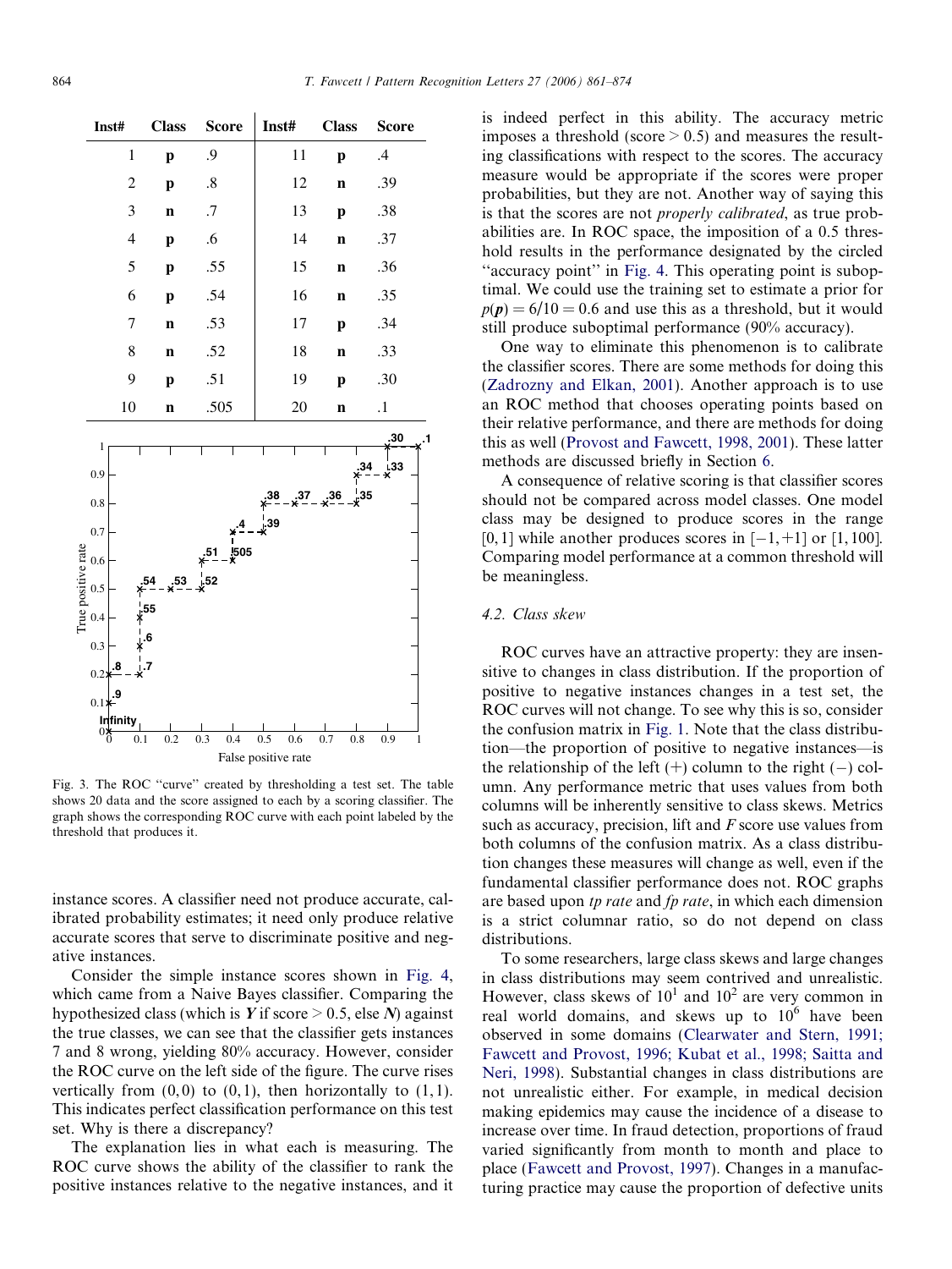| Inst# | Class | Score | Inst# | Class | Score |
|---|---|---|---|---|---|
| 1 | **p** | .9 | 11 | **p** | .4 |
| 2 | **p** | .8 | 12 | **n** | .39 |
| 3 | **n** | .7 | 13 | **p** | .38 |
| 4 | **p** | .6 | 14 | **n** | .37 |
| 5 | **p** | .55 | 15 | **n** | .36 |
| 6 | **p** | .54 | 16 | **n** | .35 |
| 7 | **n** | .53 | 17 | **p** | .34 |
| 8 | **n** | .52 | 18 | **n** | .33 |
| 9 | **p** | .51 | 19 | **p** | .30 |
| 10 | **n** | .505 | 20 | **n** | .1 |

Fig. 3. The ROC "curve" created by thresholding a test set. The table shows 20 data and the score assigned to each by a scoring classifier. The graph shows the corresponding ROC curve with each point labeled by the threshold that produces it.

instance scores. A classifier need not produce accurate, calibrated probability estimates; it need only produce relative accurate scores that serve to discriminate positive and negative instances.

Consider the simple instance scores shown in Fig. 4, which came from a Naive Bayes classifier. Comparing the hypothesized class (which is $\boldsymbol{Y}$ if score > 0.5, else $\boldsymbol{N}$) against the true classes, we can see that the classifier gets instances 7 and 8 wrong, yielding 80% accuracy. However, consider the ROC curve on the left side of the figure. The curve rises vertically from $(0,0)$ to $(0,1)$, then horizontally to $(1,1)$. This indicates perfect classification performance on this test set. Why is there a discrepancy?

The explanation lies in what each is measuring. The ROC curve shows the ability of the classifier to rank the positive instances relative to the negative instances, and it is indeed perfect in this ability. The accuracy metric imposes a threshold (score > 0.5) and measures the resulting classifications with respect to the scores. The accuracy measure would be appropriate if the scores were proper probabilities, but they are not. Another way of saying this is that the scores are not *properly calibrated*, as true probabilities are. In ROC space, the imposition of a 0.5 threshold results in the performance designated by the circled "accuracy point" in Fig. 4. This operating point is suboptimal. We could use the training set to estimate a prior for $p(\boldsymbol{p}) = 6/10 = 0.6$ and use this as a threshold, but it would still produce suboptimal performance (90% accuracy).

One way to eliminate this phenomenon is to calibrate the classifier scores. There are some methods for doing this (Zadrozny and Elkan, 2001). Another approach is to use an ROC method that chooses operating points based on their relative performance, and there are methods for doing this as well (Provost and Fawcett, 1998, 2001). These latter methods are discussed briefly in Section 6.

A consequence of relative scoring is that classifier scores should not be compared across model classes. One model class may be designed to produce scores in the range $[0,1]$ while another produces scores in $[-1,+1]$ or $[1,100]$. Comparing model performance at a common threshold will be meaningless.

### 4.2. Class skew

ROC curves have an attractive property: they are insensitive to changes in class distribution. If the proportion of positive to negative instances changes in a test set, the ROC curves will not change. To see why this is so, consider the confusion matrix in Fig. 1. Note that the class distribution—the proportion of positive to negative instances—is the relationship of the left (+) column to the right (−) column. Any performance metric that uses values from both columns will be inherently sensitive to class skews. Metrics such as accuracy, precision, lift and *F* score use values from both columns of the confusion matrix. As a class distribution changes these measures will change as well, even if the fundamental classifier performance does not. ROC graphs are based upon *tp rate* and *fp rate*, in which each dimension is a strict columnar ratio, so do not depend on class distributions.

To some researchers, large class skews and large changes in class distributions may seem contrived and unrealistic. However, class skews of $10^1$ and $10^2$ are very common in real world domains, and skews up to $10^6$ have been observed in some domains (Clearwater and Stern, 1991; Fawcett and Provost, 1996; Kubat et al., 1998; Saitta and Neri, 1998). Substantial changes in class distributions are not unrealistic either. For example, in medical decision making epidemics may cause the incidence of a disease to increase over time. In fraud detection, proportions of fraud varied significantly from month to month and place to place (Fawcett and Provost, 1997). Changes in a manufacturing practice may cause the proportion of defective units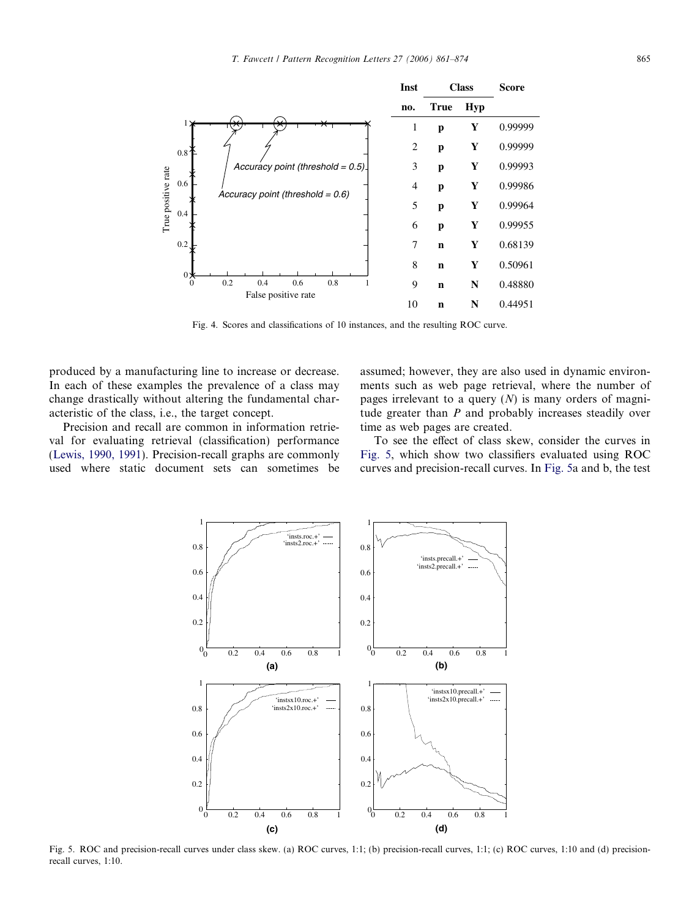| Inst no. | Class True | Class Hyp | Score |
|---|---|---|---|
| 1 | **p** | **Y** | 0.99999 |
| 2 | **p** | **Y** | 0.99999 |
| 3 | **p** | **Y** | 0.99993 |
| 4 | **p** | **Y** | 0.99986 |
| 5 | **p** | **Y** | 0.99964 |
| 6 | **p** | **Y** | 0.99955 |
| 7 | **n** | **Y** | 0.68139 |
| 8 | **n** | **Y** | 0.50961 |
| 9 | **n** | **N** | 0.48880 |
| 10 | **n** | **N** | 0.44951 |

Fig. 4. Scores and classifications of 10 instances, and the resulting ROC curve.

produced by a manufacturing line to increase or decrease. In each of these examples the prevalence of a class may change drastically without altering the fundamental characteristic of the class, i.e., the target concept.

Precision and recall are common in information retrieval for evaluating retrieval (classification) performance (Lewis, 1990, 1991). Precision-recall graphs are commonly used where static document sets can sometimes be assumed; however, they are also used in dynamic environments such as web page retrieval, where the number of pages irrelevant to a query ($N$) is many orders of magnitude greater than $P$ and probably increases steadily over time as web pages are created.

To see the effect of class skew, consider the curves in Fig. 5, which show two classifiers evaluated using ROC curves and precision-recall curves. In Fig. 5a and b, the test

Fig. 5. ROC and precision-recall curves under class skew. (a) ROC curves, 1:1; (b) precision-recall curves, 1:1; (c) ROC curves, 1:10 and (d) precision-recall curves, 1:10.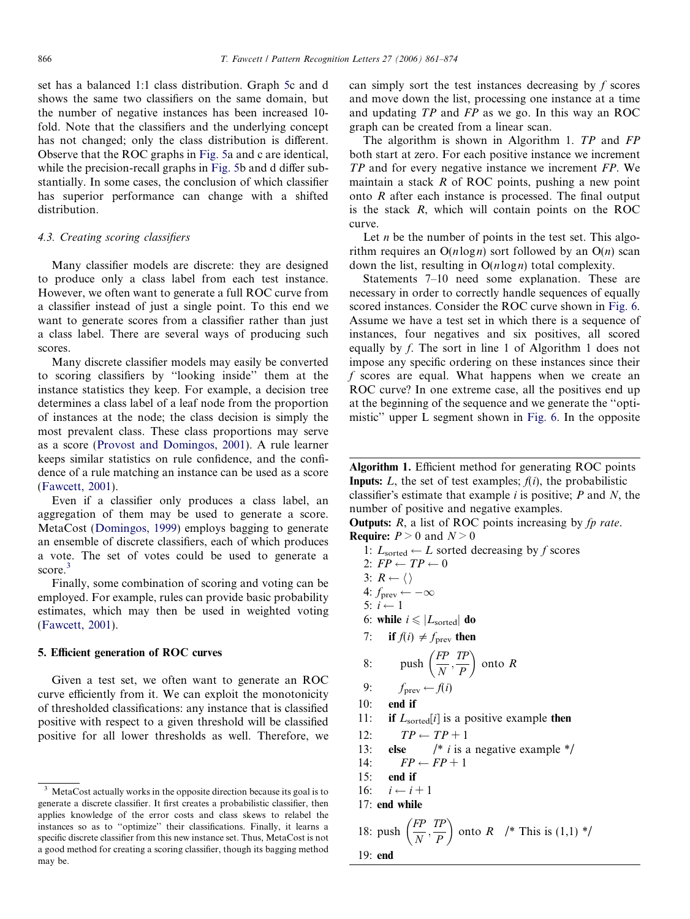set has a balanced 1:1 class distribution. Graph 5c and d shows the same two classifiers on the same domain, but the number of negative instances has been increased 10-fold. Note that the classifiers and the underlying concept has not changed; only the class distribution is different. Observe that the ROC graphs in Fig. 5a and c are identical, while the precision-recall graphs in Fig. 5b and d differ substantially. In some cases, the conclusion of which classifier has superior performance can change with a shifted distribution.

### 4.3. Creating scoring classifiers

Many classifier models are discrete: they are designed to produce only a class label from each test instance. However, we often want to generate a full ROC curve from a classifier instead of just a single point. To this end we want to generate scores from a classifier rather than just a class label. There are several ways of producing such scores.

Many discrete classifier models may easily be converted to scoring classifiers by "looking inside" them at the instance statistics they keep. For example, a decision tree determines a class label of a leaf node from the proportion of instances at the node; the class decision is simply the most prevalent class. These class proportions may serve as a score (Provost and Domingos, 2001). A rule learner keeps similar statistics on rule confidence, and the confidence of a rule matching an instance can be used as a score (Fawcett, 2001).

Even if a classifier only produces a class label, an aggregation of them may be used to generate a score. MetaCost (Domingos, 1999) employs bagging to generate an ensemble of discrete classifiers, each of which produces a vote. The set of votes could be used to generate a score.[3]

Finally, some combination of scoring and voting can be employed. For example, rules can provide basic probability estimates, which may then be used in weighted voting (Fawcett, 2001).

## 5. Efficient generation of ROC curves

Given a test set, we often want to generate an ROC curve efficiently from it. We can exploit the monotonicity of thresholded classifications: any instance that is classified positive with respect to a given threshold will be classified positive for all lower thresholds as well. Therefore, we can simply sort the test instances decreasing by $f$ scores and move down the list, processing one instance at a time and updating $TP$ and $FP$ as we go. In this way an ROC graph can be created from a linear scan.

The algorithm is shown in Algorithm 1. $TP$ and $FP$ both start at zero. For each positive instance we increment $TP$ and for every negative instance we increment $FP$. We maintain a stack $R$ of ROC points, pushing a new point onto $R$ after each instance is processed. The final output is the stack $R$, which will contain points on the ROC curve.

Let $n$ be the number of points in the test set. This algorithm requires an $O(n \log n)$ sort followed by an $O(n)$ scan down the list, resulting in $O(n \log n)$ total complexity.

Statements 7–10 need some explanation. These are necessary in order to correctly handle sequences of equally scored instances. Consider the ROC curve shown in Fig. 6. Assume we have a test set in which there is a sequence of instances, four negatives and six positives, all scored equally by $f$. The sort in line 1 of Algorithm 1 does not impose any specific ordering on these instances since their $f$ scores are equal. What happens when we create an ROC curve? In one extreme case, all the positives end up at the beginning of the sequence and we generate the "optimistic" upper L segment shown in Fig. 6. In the opposite

**Algorithm 1.** Efficient method for generating ROC points
**Inputs:** $L$, the set of test examples; $f(i)$, the probabilistic classifier's estimate that example $i$ is positive; $P$ and $N$, the number of positive and negative examples.
**Outputs:** $R$, a list of ROC points increasing by *fp rate*.
**Require:** $P > 0$ and $N > 0$

1: $L_{\text{sorted}} \leftarrow L$ sorted decreasing by $f$ scores
2: $FP \leftarrow TP \leftarrow 0$
3: $R \leftarrow \langle\rangle$
4: $f_{\text{prev}} \leftarrow -\infty$
5: $i \leftarrow 1$
6: **while** $i \leqslant |L_{\text{sorted}}|$ **do**
7: &nbsp;&nbsp;&nbsp;&nbsp;**if** $f(i) \neq f_{\text{prev}}$ **then**
8: &nbsp;&nbsp;&nbsp;&nbsp;&nbsp;&nbsp;&nbsp;&nbsp;push $\left(\frac{FP}{N}, \frac{TP}{P}\right)$ onto $R$
9: &nbsp;&nbsp;&nbsp;&nbsp;&nbsp;&nbsp;&nbsp;&nbsp;$f_{\text{prev}} \leftarrow f(i)$
10: &nbsp;&nbsp;&nbsp;**end if**
11: &nbsp;&nbsp;&nbsp;**if** $L_{\text{sorted}}[i]$ is a positive example **then**
12: &nbsp;&nbsp;&nbsp;&nbsp;&nbsp;&nbsp;&nbsp;$TP \leftarrow TP + 1$
13: &nbsp;&nbsp;&nbsp;**else** &nbsp;&nbsp;&nbsp;&nbsp;/* $i$ is a negative example */
14: &nbsp;&nbsp;&nbsp;&nbsp;&nbsp;&nbsp;&nbsp;$FP \leftarrow FP + 1$
15: &nbsp;&nbsp;&nbsp;**end if**
16: &nbsp;&nbsp;&nbsp;$i \leftarrow i + 1$
17: **end while**
18: push $\left(\frac{FP}{N}, \frac{TP}{P}\right)$ onto $R$ &nbsp;&nbsp;/* This is (1,1) */
19: **end**

[3] MetaCost actually works in the opposite direction because its goal is to generate a discrete classifier. It first creates a probabilistic classifier, then applies knowledge of the error costs and class skews to relabel the instances so as to "optimize" their classifications. Finally, it learns a specific discrete classifier from this new instance set. Thus, MetaCost is not a good method for creating a scoring classifier, though its bagging method may be.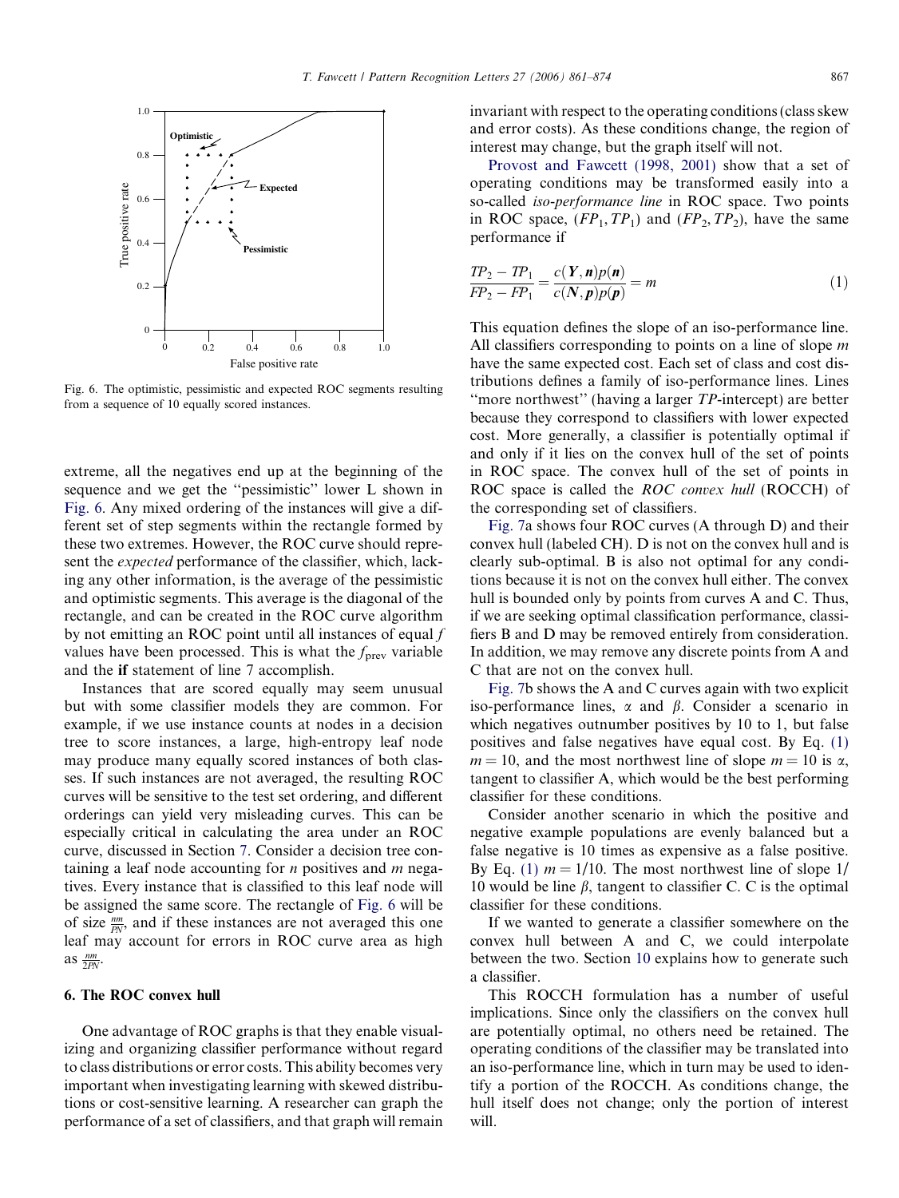Fig. 6. The optimistic, pessimistic and expected ROC segments resulting from a sequence of 10 equally scored instances.

extreme, all the negatives end up at the beginning of the sequence and we get the ''pessimistic'' lower L shown in Fig. 6. Any mixed ordering of the instances will give a different set of step segments within the rectangle formed by these two extremes. However, the ROC curve should represent the *expected* performance of the classifier, which, lacking any other information, is the average of the pessimistic and optimistic segments. This average is the diagonal of the rectangle, and can be created in the ROC curve algorithm by not emitting an ROC point until all instances of equal $f$ values have been processed. This is what the $f_{\text{prev}}$ variable and the **if** statement of line 7 accomplish.

Instances that are scored equally may seem unusual but with some classifier models they are common. For example, if we use instance counts at nodes in a decision tree to score instances, a large, high-entropy leaf node may produce many equally scored instances of both classes. If such instances are not averaged, the resulting ROC curves will be sensitive to the test set ordering, and different orderings can yield very misleading curves. This can be especially critical in calculating the area under an ROC curve, discussed in Section 7. Consider a decision tree containing a leaf node accounting for $n$ positives and $m$ negatives. Every instance that is classified to this leaf node will be assigned the same score. The rectangle of Fig. 6 will be of size $\frac{nm}{PN}$, and if these instances are not averaged this one leaf may account for errors in ROC curve area as high as $\frac{nm}{2PN}$.

## 6. The ROC convex hull

One advantage of ROC graphs is that they enable visualizing and organizing classifier performance without regard to class distributions or error costs. This ability becomes very important when investigating learning with skewed distributions or cost-sensitive learning. A researcher can graph the performance of a set of classifiers, and that graph will remain invariant with respect to the operating conditions (class skew and error costs). As these conditions change, the region of interest may change, but the graph itself will not.

Provost and Fawcett (1998, 2001) show that a set of operating conditions may be transformed easily into a so-called *iso-performance line* in ROC space. Two points in ROC space, $(FP_1, TP_1)$ and $(FP_2, TP_2)$, have the same performance if

$$\frac{TP_2 - TP_1}{FP_2 - FP_1} = \frac{c(\boldsymbol{Y}, \boldsymbol{n})p(\boldsymbol{n})}{c(\boldsymbol{N}, \boldsymbol{p})p(\boldsymbol{p})} = m \tag{1}$$

This equation defines the slope of an iso-performance line. All classifiers corresponding to points on a line of slope $m$ have the same expected cost. Each set of class and cost distributions defines a family of iso-performance lines. Lines ''more northwest'' (having a larger $TP$-intercept) are better because they correspond to classifiers with lower expected cost. More generally, a classifier is potentially optimal if and only if it lies on the convex hull of the set of points in ROC space. The convex hull of the set of points in ROC space is called the *ROC convex hull* (ROCCH) of the corresponding set of classifiers.

Fig. 7a shows four ROC curves (A through D) and their convex hull (labeled CH). D is not on the convex hull and is clearly sub-optimal. B is also not optimal for any conditions because it is not on the convex hull either. The convex hull is bounded only by points from curves A and C. Thus, if we are seeking optimal classification performance, classifiers B and D may be removed entirely from consideration. In addition, we may remove any discrete points from A and C that are not on the convex hull.

Fig. 7b shows the A and C curves again with two explicit iso-performance lines, $\alpha$ and $\beta$. Consider a scenario in which negatives outnumber positives by 10 to 1, but false positives and false negatives have equal cost. By Eq. (1) $m = 10$, and the most northwest line of slope $m = 10$ is $\alpha$, tangent to classifier A, which would be the best performing classifier for these conditions.

Consider another scenario in which the positive and negative example populations are evenly balanced but a false negative is 10 times as expensive as a false positive. By Eq. (1) $m = 1/10$. The most northwest line of slope 1/10 would be line $\beta$, tangent to classifier C. C is the optimal classifier for these conditions.

If we wanted to generate a classifier somewhere on the convex hull between A and C, we could interpolate between the two. Section 10 explains how to generate such a classifier.

This ROCCH formulation has a number of useful implications. Since only the classifiers on the convex hull are potentially optimal, no others need be retained. The operating conditions of the classifier may be translated into an iso-performance line, which in turn may be used to identify a portion of the ROCCH. As conditions change, the hull itself does not change; only the portion of interest will.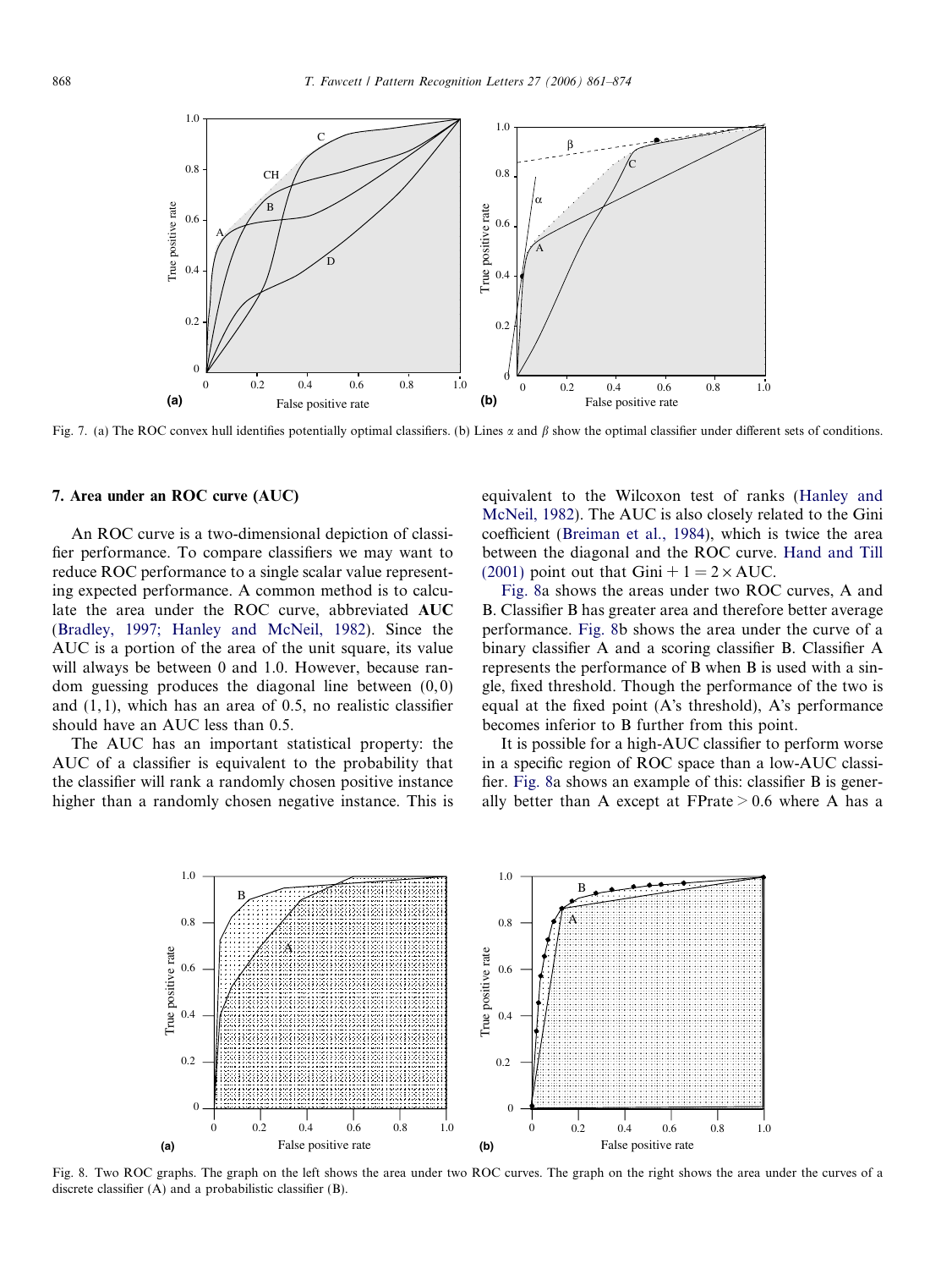Fig. 7. (a) The ROC convex hull identifies potentially optimal classifiers. (b) Lines $\alpha$ and $\beta$ show the optimal classifier under different sets of conditions.

## 7. Area under an ROC curve (AUC)

An ROC curve is a two-dimensional depiction of classifier performance. To compare classifiers we may want to reduce ROC performance to a single scalar value representing expected performance. A common method is to calculate the area under the ROC curve, abbreviated **AUC** (Bradley, 1997; Hanley and McNeil, 1982). Since the AUC is a portion of the area of the unit square, its value will always be between 0 and 1.0. However, because random guessing produces the diagonal line between (0,0) and (1,1), which has an area of 0.5, no realistic classifier should have an AUC less than 0.5.

The AUC has an important statistical property: the AUC of a classifier is equivalent to the probability that the classifier will rank a randomly chosen positive instance higher than a randomly chosen negative instance. This is equivalent to the Wilcoxon test of ranks (Hanley and McNeil, 1982). The AUC is also closely related to the Gini coefficient (Breiman et al., 1984), which is twice the area between the diagonal and the ROC curve. Hand and Till (2001) point out that $\text{Gini} + 1 = 2 \times \text{AUC}$.

Fig. 8a shows the areas under two ROC curves, A and B. Classifier B has greater area and therefore better average performance. Fig. 8b shows the area under the curve of a binary classifier A and a scoring classifier B. Classifier A represents the performance of B when B is used with a single, fixed threshold. Though the performance of the two is equal at the fixed point (A's threshold), A's performance becomes inferior to B further from this point.

It is possible for a high-AUC classifier to perform worse in a specific region of ROC space than a low-AUC classifier. Fig. 8a shows an example of this: classifier B is generally better than A except at $\text{FPrate} > 0.6$ where A has a

Fig. 8. Two ROC graphs. The graph on the left shows the area under two ROC curves. The graph on the right shows the area under the curves of a discrete classifier (A) and a probabilistic classifier (B).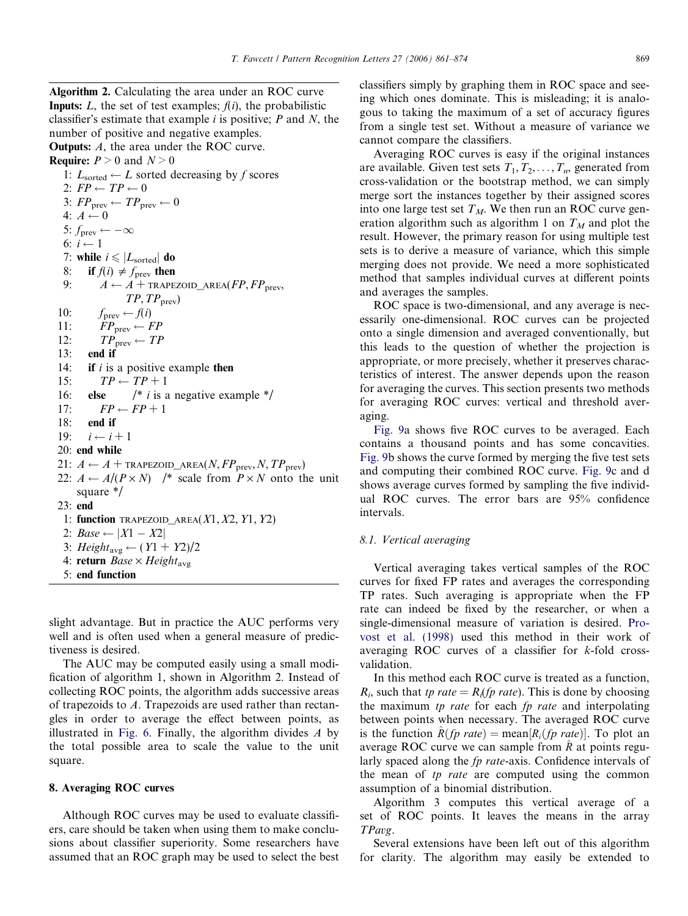**Algorithm 2.** Calculating the area under an ROC curve
**Inputs:** $L$, the set of test examples; $f(i)$, the probabilistic classifier's estimate that example $i$ is positive; $P$ and $N$, the number of positive and negative examples.
**Outputs:** $A$, the area under the ROC curve.
**Require:** $P > 0$ and $N > 0$

```
 1: L_sorted ← L sorted decreasing by f scores
 2: FP ← TP ← 0
 3: FP_prev ← TP_prev ← 0
 4: A ← 0
 5: f_prev ← −∞
 6: i ← 1
 7: while i ⩽ |L_sorted| do
 8:    if f(i) ≠ f_prev then
 9:       A ← A + TRAPEZOID_AREA(FP, FP_prev,
               TP, TP_prev)
10:       f_prev ← f(i)
11:       FP_prev ← FP
12:       TP_prev ← TP
13:    end if
14:    if i is a positive example then
15:       TP ← TP + 1
16:    else      /* i is a negative example */
17:       FP ← FP + 1
18:    end if
19:    i ← i + 1
20: end while
21: A ← A + TRAPEZOID_AREA(N, FP_prev, N, TP_prev)
22: A ← A/(P × N)   /* scale from P × N onto the unit
    square */
23: end
 1: function TRAPEZOID_AREA(X1, X2, Y1, Y2)
 2:    Base ← |X1 − X2|
 3:    Height_avg ← (Y1 + Y2)/2
 4:    return Base × Height_avg
 5: end function
```

slight advantage. But in practice the AUC performs very well and is often used when a general measure of predictiveness is desired.

The AUC may be computed easily using a small modification of algorithm 1, shown in Algorithm 2. Instead of collecting ROC points, the algorithm adds successive areas of trapezoids to $A$. Trapezoids are used rather than rectangles in order to average the effect between points, as illustrated in Fig. 6. Finally, the algorithm divides $A$ by the total possible area to scale the value to the unit square.

## 8. Averaging ROC curves

Although ROC curves may be used to evaluate classifiers, care should be taken when using them to make conclusions about classifier superiority. Some researchers have assumed that an ROC graph may be used to select the best classifiers simply by graphing them in ROC space and seeing which ones dominate. This is misleading; it is analogous to taking the maximum of a set of accuracy figures from a single test set. Without a measure of variance we cannot compare the classifiers.

Averaging ROC curves is easy if the original instances are available. Given test sets $T_1, T_2, \ldots, T_n$, generated from cross-validation or the bootstrap method, we can simply merge sort the instances together by their assigned scores into one large test set $T_M$. We then run an ROC curve generation algorithm such as algorithm 1 on $T_M$ and plot the result. However, the primary reason for using multiple test sets is to derive a measure of variance, which this simple merging does not provide. We need a more sophisticated method that samples individual curves at different points and averages the samples.

ROC space is two-dimensional, and any average is necessarily one-dimensional. ROC curves can be projected onto a single dimension and averaged conventionally, but this leads to the question of whether the projection is appropriate, or more precisely, whether it preserves characteristics of interest. The answer depends upon the reason for averaging the curves. This section presents two methods for averaging ROC curves: vertical and threshold averaging.

Fig. 9a shows five ROC curves to be averaged. Each contains a thousand points and has some concavities. Fig. 9b shows the curve formed by merging the five test sets and computing their combined ROC curve. Fig. 9c and d shows average curves formed by sampling the five individual ROC curves. The error bars are 95% confidence intervals.

### 8.1. Vertical averaging

Vertical averaging takes vertical samples of the ROC curves for fixed FP rates and averages the corresponding TP rates. Such averaging is appropriate when the FP rate can indeed be fixed by the researcher, or when a single-dimensional measure of variation is desired. Provost et al. (1998) used this method in their work of averaging ROC curves of a classifier for $k$-fold cross-validation.

In this method each ROC curve is treated as a function, $R_i$, such that *tp rate* $= R_i$(*fp rate*). This is done by choosing the maximum *tp rate* for each *fp rate* and interpolating between points when necessary. The averaged ROC curve is the function $\hat{R}$(*fp rate*) $=$ mean[$R_i$(*fp rate*)]. To plot an average ROC curve we can sample from $\hat{R}$ at points regularly spaced along the *fp rate*-axis. Confidence intervals of the mean of *tp rate* are computed using the common assumption of a binomial distribution.

Algorithm 3 computes this vertical average of a set of ROC points. It leaves the means in the array *TPavg*.

Several extensions have been left out of this algorithm for clarity. The algorithm may easily be extended to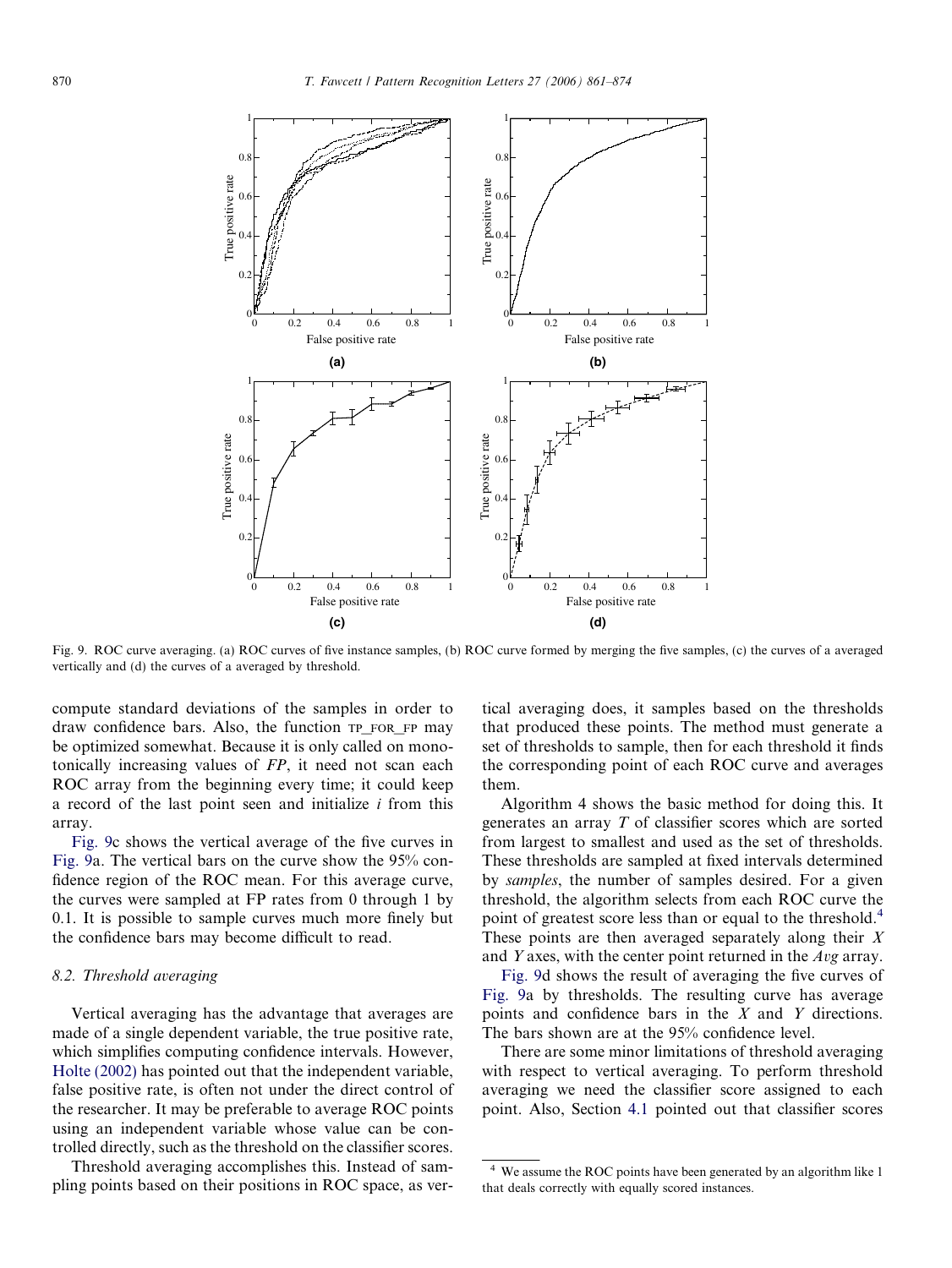Fig. 9. ROC curve averaging. (a) ROC curves of five instance samples, (b) ROC curve formed by merging the five samples, (c) the curves of a averaged vertically and (d) the curves of a averaged by threshold.

compute standard deviations of the samples in order to draw confidence bars. Also, the function TP_FOR_FP may be optimized somewhat. Because it is only called on monotonically increasing values of *FP*, it need not scan each ROC array from the beginning every time; it could keep a record of the last point seen and initialize *i* from this array.

Fig. 9c shows the vertical average of the five curves in Fig. 9a. The vertical bars on the curve show the 95% confidence region of the ROC mean. For this average curve, the curves were sampled at FP rates from 0 through 1 by 0.1. It is possible to sample curves much more finely but the confidence bars may become difficult to read.

### 8.2. Threshold averaging

Vertical averaging has the advantage that averages are made of a single dependent variable, the true positive rate, which simplifies computing confidence intervals. However, Holte (2002) has pointed out that the independent variable, false positive rate, is often not under the direct control of the researcher. It may be preferable to average ROC points using an independent variable whose value can be controlled directly, such as the threshold on the classifier scores.

Threshold averaging accomplishes this. Instead of sampling points based on their positions in ROC space, as vertical averaging does, it samples based on the thresholds that produced these points. The method must generate a set of thresholds to sample, then for each threshold it finds the corresponding point of each ROC curve and averages them.

Algorithm 4 shows the basic method for doing this. It generates an array $T$ of classifier scores which are sorted from largest to smallest and used as the set of thresholds. These thresholds are sampled at fixed intervals determined by *samples*, the number of samples desired. For a given threshold, the algorithm selects from each ROC curve the point of greatest score less than or equal to the threshold.[4] These points are then averaged separately along their $X$ and $Y$ axes, with the center point returned in the *Avg* array.

Fig. 9d shows the result of averaging the five curves of Fig. 9a by thresholds. The resulting curve has average points and confidence bars in the $X$ and $Y$ directions. The bars shown are at the 95% confidence level.

There are some minor limitations of threshold averaging with respect to vertical averaging. To perform threshold averaging we need the classifier score assigned to each point. Also, Section 4.1 pointed out that classifier scores

[4] We assume the ROC points have been generated by an algorithm like 1 that deals correctly with equally scored instances.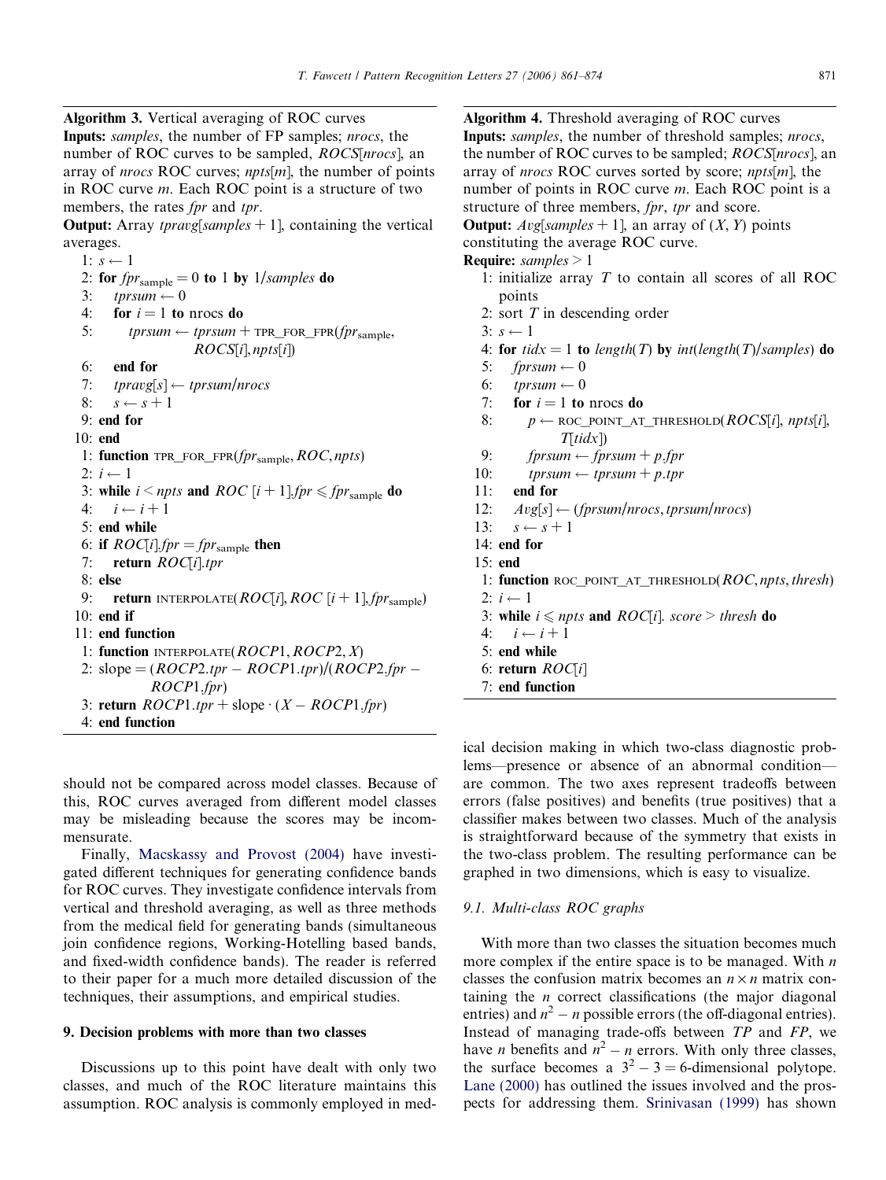**Algorithm 3.** Vertical averaging of ROC curves

**Inputs:** *samples*, the number of FP samples; *nrocs*, the number of ROC curves to be sampled, *ROCS*[*nrocs*], an array of *nrocs* ROC curves; *npts*[*m*], the number of points in ROC curve *m*. Each ROC point is a structure of two members, the rates *fpr* and *tpr*.

**Output:** Array *tpravg*[*samples* + 1], containing the vertical averages.

```
 1: s ← 1
 2: for fpr_sample = 0 to 1 by 1/samples do
 3:     tprsum ← 0
 4:     for i = 1 to nrocs do
 5:         tprsum ← tprsum + TPR_FOR_FPR(fpr_sample,
                ROCS[i], npts[i])
 6:     end for
 7:     tpravg[s] ← tprsum/nrocs
 8:     s ← s + 1
 9: end for
10: end
 1: function TPR_FOR_FPR(fpr_sample, ROC, npts)
 2: i ← 1
 3: while i < npts and ROC [i + 1].fpr ≤ fpr_sample do
 4:     i ← i + 1
 5: end while
 6: if ROC[i].fpr = fpr_sample then
 7:     return ROC[i].tpr
 8: else
 9:     return INTERPOLATE(ROC[i], ROC [i + 1], fpr_sample)
10: end if
11: end function
 1: function INTERPOLATE(ROCP1, ROCP2, X)
 2: slope = (ROCP2.tpr − ROCP1.tpr)/(ROCP2.fpr −
        ROCP1.fpr)
 3: return ROCP1.tpr + slope · (X − ROCP1.fpr)
 4: end function
```

**Algorithm 4.** Threshold averaging of ROC curves

**Inputs:** *samples*, the number of threshold samples; *nrocs*, the number of ROC curves to be sampled; *ROCS*[*nrocs*], an array of *nrocs* ROC curves sorted by score; *npts*[*m*], the number of points in ROC curve *m*. Each ROC point is a structure of three members, *fpr*, *tpr* and score.

**Output:** *Avg*[*samples* + 1], an array of (*X*, *Y*) points constituting the average ROC curve.

**Require:** *samples* > 1

```
 1: initialize array T to contain all scores of all ROC
    points
 2: sort T in descending order
 3: s ← 1
 4: for tidx = 1 to length(T) by int(length(T)/samples) do
 5:     fprsum ← 0
 6:     tprsum ← 0
 7:     for i = 1 to nrocs do
 8:         p ← ROC_POINT_AT_THRESHOLD(ROCS[i], npts[i],
                T[tidx])
 9:         fprsum ← fprsum + p.fpr
10:         tprsum ← tprsum + p.tpr
11:     end for
12:     Avg[s] ← (fprsum/nrocs, tprsum/nrocs)
13:     s ← s + 1
14: end for
15: end
 1: function ROC_POINT_AT_THRESHOLD(ROC, npts, thresh)
 2: i ← 1
 3: while i ≤ npts and ROC[i]. score > thresh do
 4:     i ← i + 1
 5: end while
 6: return ROC[i]
 7: end function
```

should not be compared across model classes. Because of this, ROC curves averaged from different model classes may be misleading because the scores may be incommensurate.

Finally, Macskassy and Provost (2004) have investigated different techniques for generating confidence bands for ROC curves. They investigate confidence intervals from vertical and threshold averaging, as well as three methods from the medical field for generating bands (simultaneous join confidence regions, Working-Hotelling based bands, and fixed-width confidence bands). The reader is referred to their paper for a much more detailed discussion of the techniques, their assumptions, and empirical studies.

## 9. Decision problems with more than two classes

Discussions up to this point have dealt with only two classes, and much of the ROC literature maintains this assumption. ROC analysis is commonly employed in medical decision making in which two-class diagnostic problems—presence or absence of an abnormal condition—are common. The two axes represent tradeoffs between errors (false positives) and benefits (true positives) that a classifier makes between two classes. Much of the analysis is straightforward because of the symmetry that exists in the two-class problem. The resulting performance can be graphed in two dimensions, which is easy to visualize.

### 9.1. Multi-class ROC graphs

With more than two classes the situation becomes much more complex if the entire space is to be managed. With $n$ classes the confusion matrix becomes an $n \times n$ matrix containing the $n$ correct classifications (the major diagonal entries) and $n^2 - n$ possible errors (the off-diagonal entries). Instead of managing trade-offs between $TP$ and $FP$, we have $n$ benefits and $n^2 - n$ errors. With only three classes, the surface becomes a $3^2 - 3 = 6$-dimensional polytope. Lane (2000) has outlined the issues involved and the prospects for addressing them. Srinivasan (1999) has shown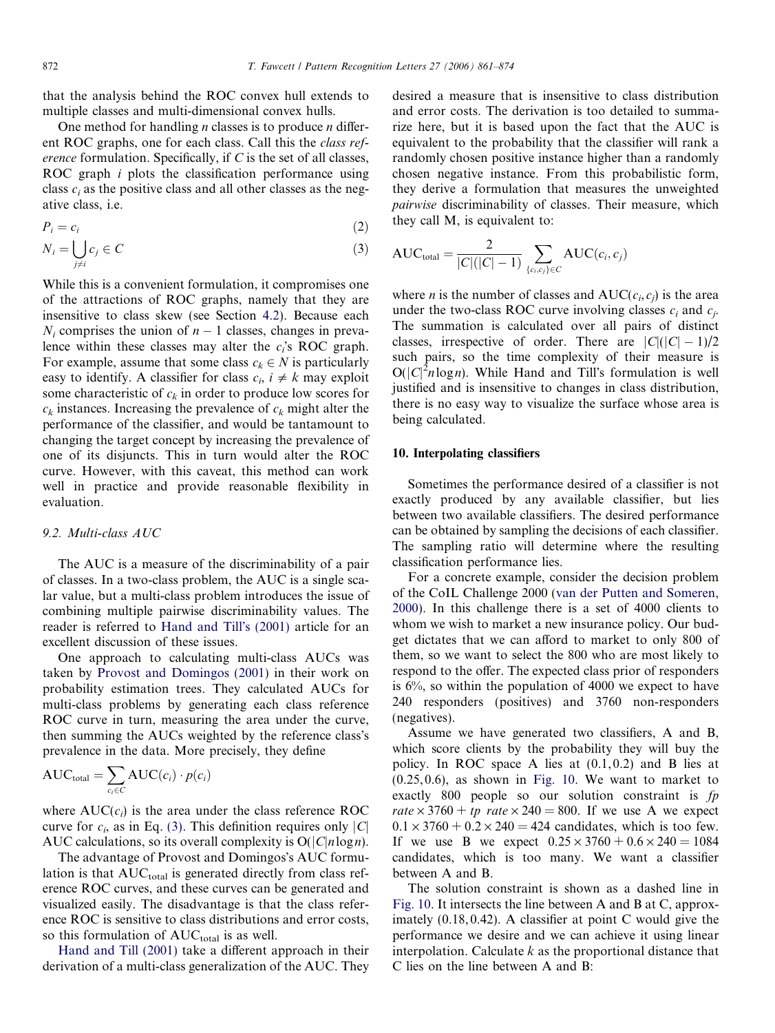that the analysis behind the ROC convex hull extends to multiple classes and multi-dimensional convex hulls.

One method for handling $n$ classes is to produce $n$ different ROC graphs, one for each class. Call this the *class reference* formulation. Specifically, if $C$ is the set of all classes, ROC graph $i$ plots the classification performance using class $c_i$ as the positive class and all other classes as the negative class, i.e.

$$P_i = c_i \tag{2}$$

$$N_i = \bigcup_{j \neq i} c_j \in C \tag{3}$$

While this is a convenient formulation, it compromises one of the attractions of ROC graphs, namely that they are insensitive to class skew (see Section 4.2). Because each $N_i$ comprises the union of $n - 1$ classes, changes in prevalence within these classes may alter the $c_i$'s ROC graph. For example, assume that some class $c_k \in N$ is particularly easy to identify. A classifier for class $c_i$, $i \neq k$ may exploit some characteristic of $c_k$ in order to produce low scores for $c_k$ instances. Increasing the prevalence of $c_k$ might alter the performance of the classifier, and would be tantamount to changing the target concept by increasing the prevalence of one of its disjuncts. This in turn would alter the ROC curve. However, with this caveat, this method can work well in practice and provide reasonable flexibility in evaluation.

### 9.2. Multi-class AUC

The AUC is a measure of the discriminability of a pair of classes. In a two-class problem, the AUC is a single scalar value, but a multi-class problem introduces the issue of combining multiple pairwise discriminability values. The reader is referred to Hand and Till's (2001) article for an excellent discussion of these issues.

One approach to calculating multi-class AUCs was taken by Provost and Domingos (2001) in their work on probability estimation trees. They calculated AUCs for multi-class problems by generating each class reference ROC curve in turn, measuring the area under the curve, then summing the AUCs weighted by the reference class's prevalence in the data. More precisely, they define

$$\text{AUC}_{\text{total}} = \sum_{c_i \in C} \text{AUC}(c_i) \cdot p(c_i)$$

where $\text{AUC}(c_i)$ is the area under the class reference ROC curve for $c_i$, as in Eq. (3). This definition requires only $|C|$ AUC calculations, so its overall complexity is $O(|C|n\log n)$.

The advantage of Provost and Domingos's AUC formulation is that $\text{AUC}_{\text{total}}$ is generated directly from class reference ROC curves, and these curves can be generated and visualized easily. The disadvantage is that the class reference ROC is sensitive to class distributions and error costs, so this formulation of $\text{AUC}_{\text{total}}$ is as well.

Hand and Till (2001) take a different approach in their derivation of a multi-class generalization of the AUC. They desired a measure that is insensitive to class distribution and error costs. The derivation is too detailed to summarize here, but it is based upon the fact that the AUC is equivalent to the probability that the classifier will rank a randomly chosen positive instance higher than a randomly chosen negative instance. From this probabilistic form, they derive a formulation that measures the unweighted *pairwise* discriminability of classes. Their measure, which they call M, is equivalent to:

$$\text{AUC}_{\text{total}} = \frac{2}{|C|(|C| - 1)} \sum_{\{c_i, c_j\} \in C} \text{AUC}(c_i, c_j)$$

where $n$ is the number of classes and $\text{AUC}(c_i, c_j)$ is the area under the two-class ROC curve involving classes $c_i$ and $c_j$. The summation is calculated over all pairs of distinct classes, irrespective of order. There are $|C|(|C| - 1)/2$ such pairs, so the time complexity of their measure is $O(|C|^2 n\log n)$. While Hand and Till's formulation is well justified and is insensitive to changes in class distribution, there is no easy way to visualize the surface whose area is being calculated.

## 10. Interpolating classifiers

Sometimes the performance desired of a classifier is not exactly produced by any available classifier, but lies between two available classifiers. The desired performance can be obtained by sampling the decisions of each classifier. The sampling ratio will determine where the resulting classification performance lies.

For a concrete example, consider the decision problem of the CoIL Challenge 2000 (van der Putten and Someren, 2000). In this challenge there is a set of 4000 clients to whom we wish to market a new insurance policy. Our budget dictates that we can afford to market to only 800 of them, so we want to select the 800 who are most likely to respond to the offer. The expected class prior of responders is 6%, so within the population of 4000 we expect to have 240 responders (positives) and 3760 non-responders (negatives).

Assume we have generated two classifiers, A and B, which score clients by the probability they will buy the policy. In ROC space A lies at (0.1, 0.2) and B lies at (0.25, 0.6), as shown in Fig. 10. We want to market to exactly 800 people so our solution constraint is $fp\ rate \times 3760 + tp\ rate \times 240 = 800$. If we use A we expect $0.1 \times 3760 + 0.2 \times 240 = 424$ candidates, which is too few. If we use B we expect $0.25 \times 3760 + 0.6 \times 240 = 1084$ candidates, which is too many. We want a classifier between A and B.

The solution constraint is shown as a dashed line in Fig. 10. It intersects the line between A and B at C, approximately (0.18, 0.42). A classifier at point C would give the performance we desire and we can achieve it using linear interpolation. Calculate $k$ as the proportional distance that C lies on the line between A and B: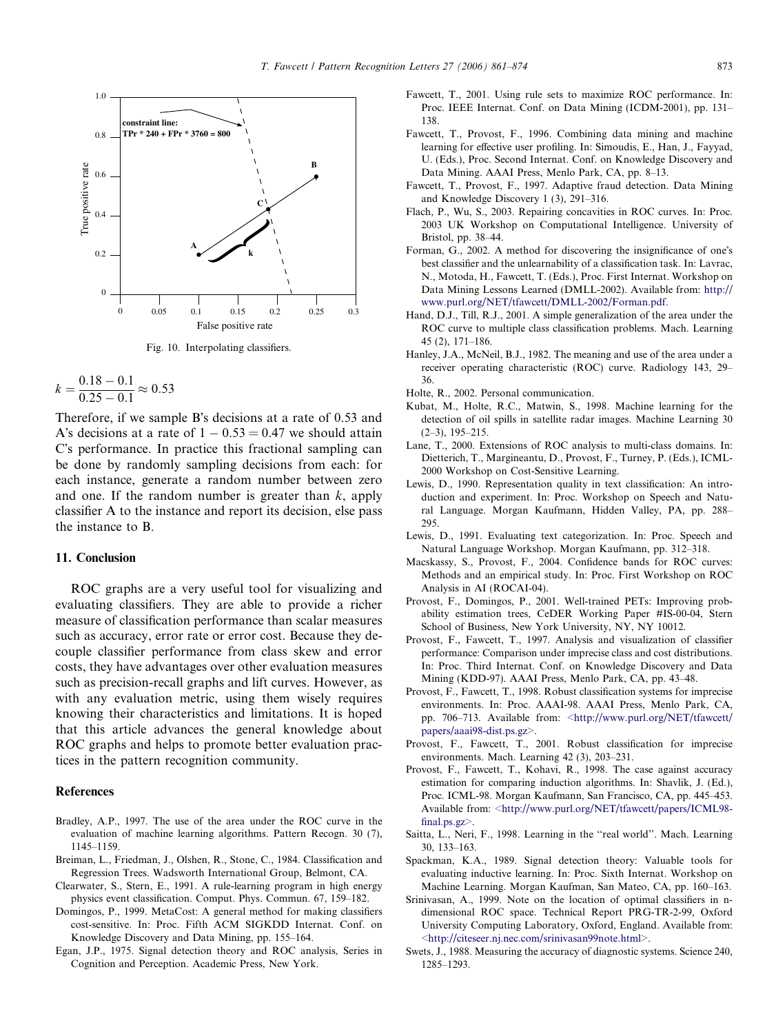Fig. 10. Interpolating classifiers.

$$k = \frac{0.18 - 0.1}{0.25 - 0.1} \approx 0.53$$

Therefore, if we sample B's decisions at a rate of 0.53 and A's decisions at a rate of $1 - 0.53 = 0.47$ we should attain C's performance. In practice this fractional sampling can be done by randomly sampling decisions from each: for each instance, generate a random number between zero and one. If the random number is greater than $k$, apply classifier A to the instance and report its decision, else pass the instance to B.

## 11. Conclusion

ROC graphs are a very useful tool for visualizing and evaluating classifiers. They are able to provide a richer measure of classification performance than scalar measures such as accuracy, error rate or error cost. Because they decouple classifier performance from class skew and error costs, they have advantages over other evaluation measures such as precision-recall graphs and lift curves. However, as with any evaluation metric, using them wisely requires knowing their characteristics and limitations. It is hoped that this article advances the general knowledge about ROC graphs and helps to promote better evaluation practices in the pattern recognition community.

## References

Bradley, A.P., 1997. The use of the area under the ROC curve in the evaluation of machine learning algorithms. Pattern Recogn. 30 (7), 1145–1159.

Breiman, L., Friedman, J., Olshen, R., Stone, C., 1984. Classification and Regression Trees. Wadsworth International Group, Belmont, CA.

Clearwater, S., Stern, E., 1991. A rule-learning program in high energy physics event classification. Comput. Phys. Commun. 67, 159–182.

Domingos, P., 1999. MetaCost: A general method for making classifiers cost-sensitive. In: Proc. Fifth ACM SIGKDD Internat. Conf. on Knowledge Discovery and Data Mining, pp. 155–164.

Egan, J.P., 1975. Signal detection theory and ROC analysis, Series in Cognition and Perception. Academic Press, New York.

Fawcett, T., 2001. Using rule sets to maximize ROC performance. In: Proc. IEEE Internat. Conf. on Data Mining (ICDM-2001), pp. 131–138.

Fawcett, T., Provost, F., 1996. Combining data mining and machine learning for effective user profiling. In: Simoudis, E., Han, J., Fayyad, U. (Eds.), Proc. Second Internat. Conf. on Knowledge Discovery and Data Mining. AAAI Press, Menlo Park, CA, pp. 8–13.

Fawcett, T., Provost, F., 1997. Adaptive fraud detection. Data Mining and Knowledge Discovery 1 (3), 291–316.

Flach, P., Wu, S., 2003. Repairing concavities in ROC curves. In: Proc. 2003 UK Workshop on Computational Intelligence. University of Bristol, pp. 38–44.

Forman, G., 2002. A method for discovering the insignificance of one's best classifier and the unlearnability of a classification task. In: Lavrac, N., Motoda, H., Fawcett, T. (Eds.), Proc. First Internat. Workshop on Data Mining Lessons Learned (DMLL-2002). Available from: http://www.purl.org/NET/tfawcett/DMLL-2002/Forman.pdf.

Hand, D.J., Till, R.J., 2001. A simple generalization of the area under the ROC curve to multiple class classification problems. Mach. Learning 45 (2), 171–186.

Hanley, J.A., McNeil, B.J., 1982. The meaning and use of the area under a receiver operating characteristic (ROC) curve. Radiology 143, 29–36.

Holte, R., 2002. Personal communication.

Kubat, M., Holte, R.C., Matwin, S., 1998. Machine learning for the detection of oil spills in satellite radar images. Machine Learning 30 (2–3), 195–215.

Lane, T., 2000. Extensions of ROC analysis to multi-class domains. In: Dietterich, T., Margineantu, D., Provost, F., Turney, P. (Eds.), ICML-2000 Workshop on Cost-Sensitive Learning.

Lewis, D., 1990. Representation quality in text classification: An introduction and experiment. In: Proc. Workshop on Speech and Natural Language. Morgan Kaufmann, Hidden Valley, PA, pp. 288–295.

Lewis, D., 1991. Evaluating text categorization. In: Proc. Speech and Natural Language Workshop. Morgan Kaufmann, pp. 312–318.

Macskassy, S., Provost, F., 2004. Confidence bands for ROC curves: Methods and an empirical study. In: Proc. First Workshop on ROC Analysis in AI (ROCAI-04).

Provost, F., Domingos, P., 2001. Well-trained PETs: Improving probability estimation trees, CeDER Working Paper #IS-00-04, Stern School of Business, New York University, NY, NY 10012.

Provost, F., Fawcett, T., 1997. Analysis and visualization of classifier performance: Comparison under imprecise class and cost distributions. In: Proc. Third Internat. Conf. on Knowledge Discovery and Data Mining (KDD-97). AAAI Press, Menlo Park, CA, pp. 43–48.

Provost, F., Fawcett, T., 1998. Robust classification systems for imprecise environments. In: Proc. AAAI-98. AAAI Press, Menlo Park, CA, pp. 706–713. Available from: <http://www.purl.org/NET/tfawcett/papers/aaai98-dist.ps.gz>.

Provost, F., Fawcett, T., 2001. Robust classification for imprecise environments. Mach. Learning 42 (3), 203–231.

Provost, F., Fawcett, T., Kohavi, R., 1998. The case against accuracy estimation for comparing induction algorithms. In: Shavlik, J. (Ed.), Proc. ICML-98. Morgan Kaufmann, San Francisco, CA, pp. 445–453. Available from: <http://www.purl.org/NET/tfawcett/papers/ICML98-final.ps.gz>.

Saitta, L., Neri, F., 1998. Learning in the "real world". Mach. Learning 30, 133–163.

Spackman, K.A., 1989. Signal detection theory: Valuable tools for evaluating inductive learning. In: Proc. Sixth Internat. Workshop on Machine Learning. Morgan Kaufman, San Mateo, CA, pp. 160–163.

Srinivasan, A., 1999. Note on the location of optimal classifiers in n-dimensional ROC space. Technical Report PRG-TR-2-99, Oxford University Computing Laboratory, Oxford, England. Available from: <http://citeseer.nj.nec.com/srinivasan99note.html>.

Swets, J., 1988. Measuring the accuracy of diagnostic systems. Science 240, 1285–1293.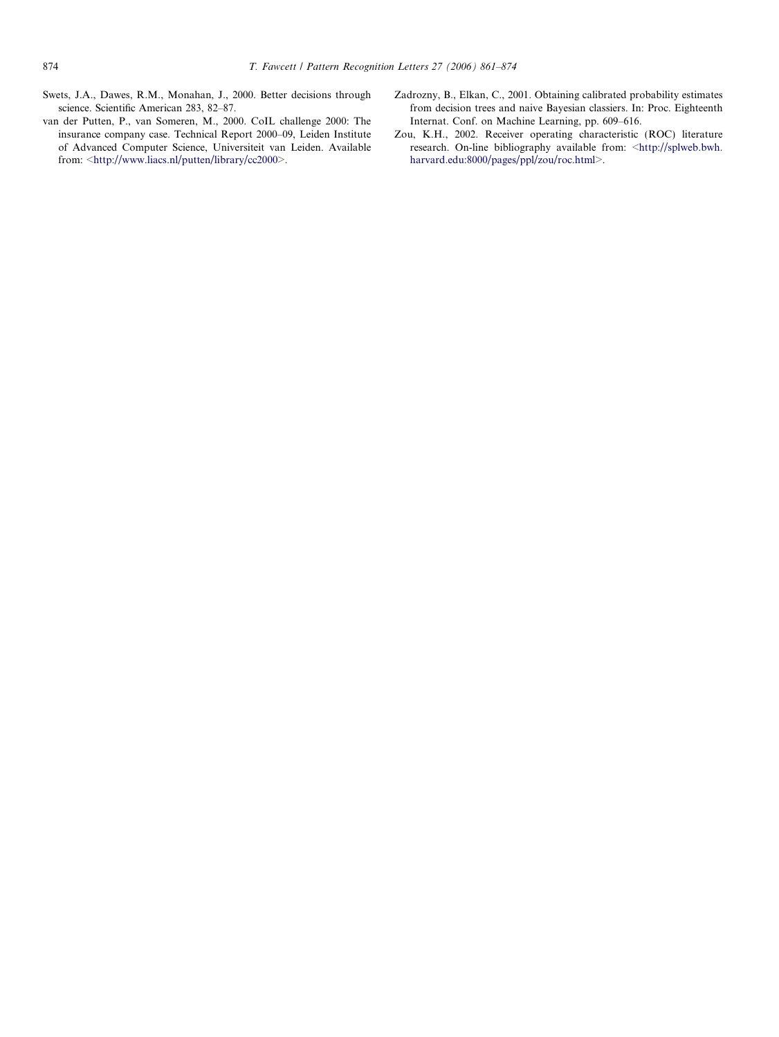Swets, J.A., Dawes, R.M., Monahan, J., 2000. Better decisions through science. Scientific American 283, 82–87.

van der Putten, P., van Someren, M., 2000. CoIL challenge 2000: The insurance company case. Technical Report 2000–09, Leiden Institute of Advanced Computer Science, Universiteit van Leiden. Available from: <http://www.liacs.nl/putten/library/cc2000>.

Zadrozny, B., Elkan, C., 2001. Obtaining calibrated probability estimates from decision trees and naive Bayesian classiers. In: Proc. Eighteenth Internat. Conf. on Machine Learning, pp. 609–616.

Zou, K.H., 2002. Receiver operating characteristic (ROC) literature research. On-line bibliography available from: <http://splweb.bwh.harvard.edu:8000/pages/ppl/zou/roc.html>.